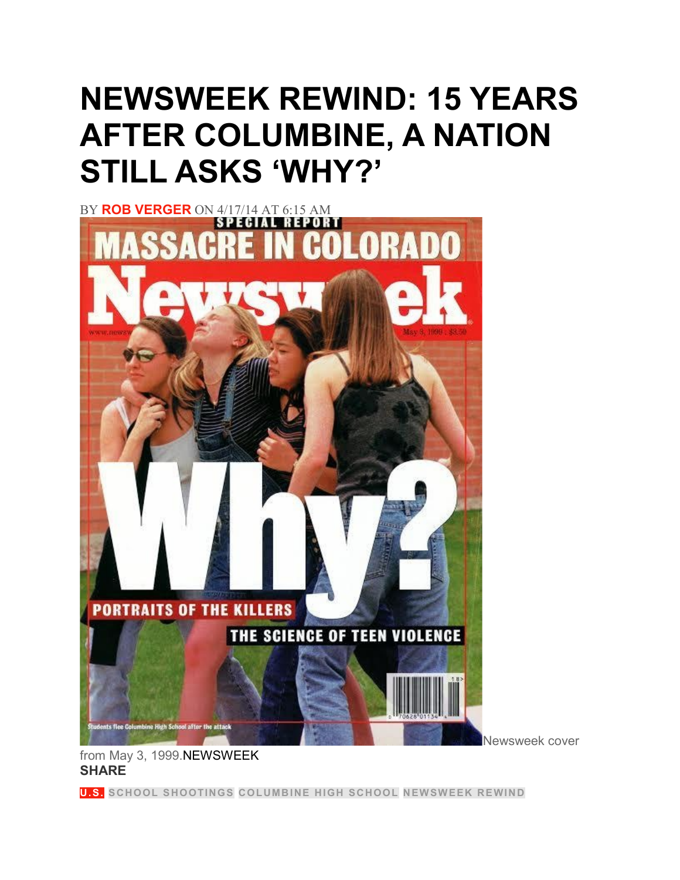# NEWSWEEK REWIND: 15 YEARS AFTER COLUMBINE, A NATION STILL ASKS 'WHY?'

BY **ROB VERGER** ON 4/17/14 AT 6:15 AM

Newsweek cover from May 3, 1999.NEWSWEEK

**SHARE**

U.S. SCHOOL SHOOTINGS COLUMBINE HIGH SCHOOL NEWSWEEK REWIND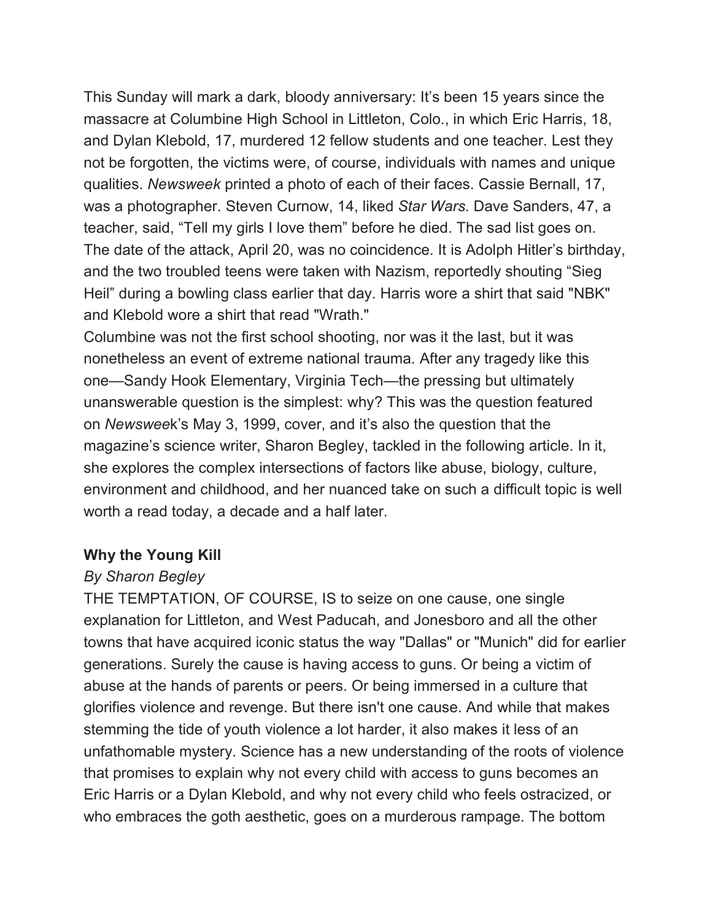This Sunday will mark a dark, bloody anniversary: It's been 15 years since the massacre at Columbine High School in Littleton, Colo., in which Eric Harris, 18, and Dylan Klebold, 17, murdered 12 fellow students and one teacher. Lest they not be forgotten, the victims were, of course, individuals with names and unique qualities. *Newsweek* printed a photo of each of their faces. Cassie Bernall, 17, was a photographer. Steven Curnow, 14, liked *Star Wars*. Dave Sanders, 47, a teacher, said, "Tell my girls I love them" before he died. The sad list goes on. The date of the attack, April 20, was no coincidence. It is Adolph Hitler's birthday, and the two troubled teens were taken with Nazism, reportedly shouting "Sieg Heil" during a bowling class earlier that day. Harris wore a shirt that said "NBK" and Klebold wore a shirt that read "Wrath."

Columbine was not the first school shooting, nor was it the last, but it was nonetheless an event of extreme national trauma. After any tragedy like this one—Sandy Hook Elementary, Virginia Tech—the pressing but ultimately unanswerable question is the simplest: why? This was the question featured on *Newsweek*'s May 3, 1999, cover, and it's also the question that the magazine's science writer, Sharon Begley, tackled in the following article. In it, she explores the complex intersections of factors like abuse, biology, culture, environment and childhood, and her nuanced take on such a difficult topic is well worth a read today, a decade and a half later.

**Why the Young Kill**

*By Sharon Begley*

THE TEMPTATION, OF COURSE, IS to seize on one cause, one single explanation for Littleton, and West Paducah, and Jonesboro and all the other towns that have acquired iconic status the way "Dallas" or "Munich" did for earlier generations. Surely the cause is having access to guns. Or being a victim of abuse at the hands of parents or peers. Or being immersed in a culture that glorifies violence and revenge. But there isn't one cause. And while that makes stemming the tide of youth violence a lot harder, it also makes it less of an unfathomable mystery. Science has a new understanding of the roots of violence that promises to explain why not every child with access to guns becomes an Eric Harris or a Dylan Klebold, and why not every child who feels ostracized, or who embraces the goth aesthetic, goes on a murderous rampage. The bottom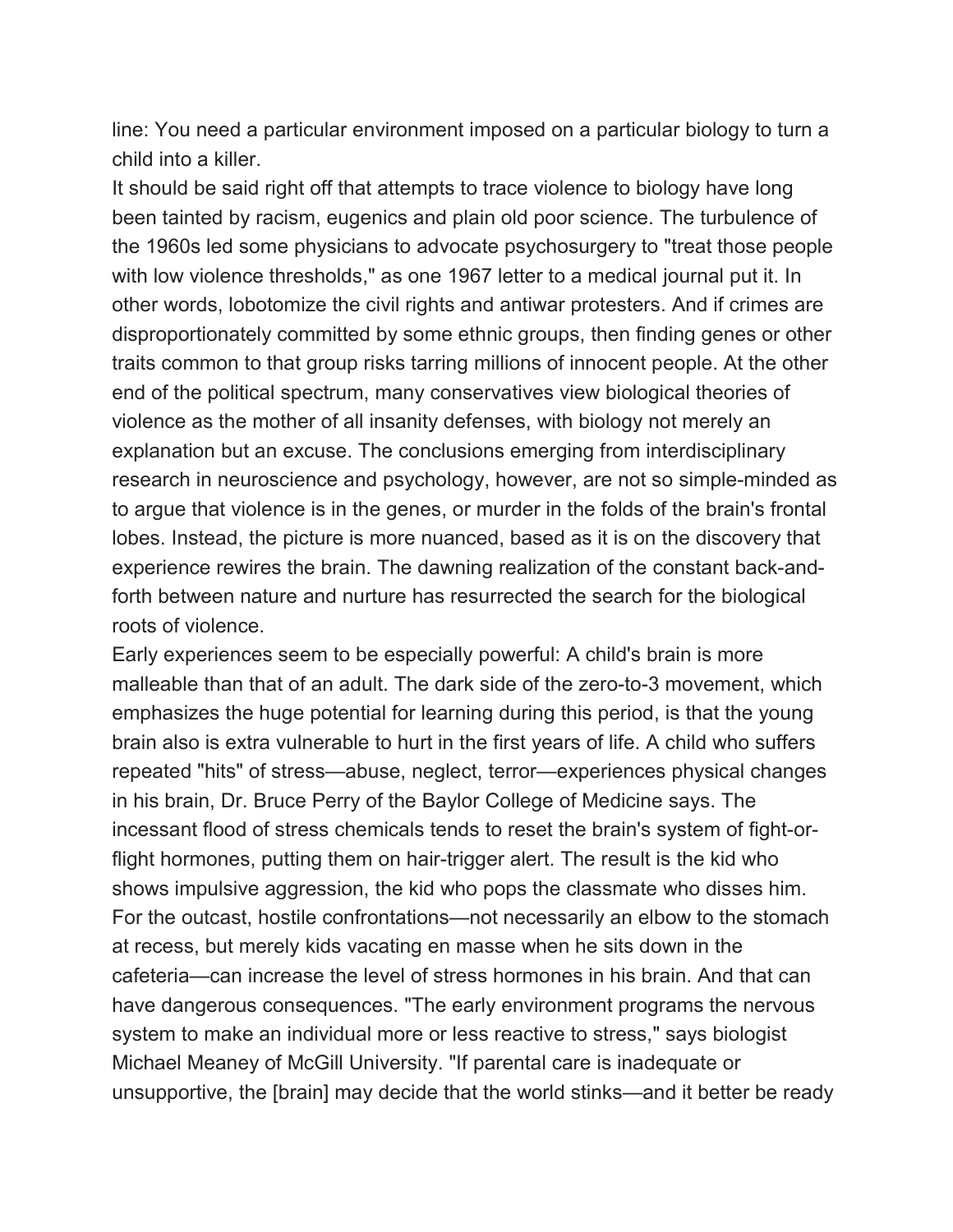line: You need a particular environment imposed on a particular biology to turn a child into a killer.

It should be said right off that attempts to trace violence to biology have long been tainted by racism, eugenics and plain old poor science. The turbulence of the 1960s led some physicians to advocate psychosurgery to "treat those people with low violence thresholds," as one 1967 letter to a medical journal put it. In other words, lobotomize the civil rights and antiwar protesters. And if crimes are disproportionately committed by some ethnic groups, then finding genes or other traits common to that group risks tarring millions of innocent people. At the other end of the political spectrum, many conservatives view biological theories of violence as the mother of all insanity defenses, with biology not merely an explanation but an excuse. The conclusions emerging from interdisciplinary research in neuroscience and psychology, however, are not so simple-minded as to argue that violence is in the genes, or murder in the folds of the brain's frontal lobes. Instead, the picture is more nuanced, based as it is on the discovery that experience rewires the brain. The dawning realization of the constant back-and-forth between nature and nurture has resurrected the search for the biological roots of violence.

Early experiences seem to be especially powerful: A child's brain is more malleable than that of an adult. The dark side of the zero-to-3 movement, which emphasizes the huge potential for learning during this period, is that the young brain also is extra vulnerable to hurt in the first years of life. A child who suffers repeated "hits" of stress—abuse, neglect, terror—experiences physical changes in his brain, Dr. Bruce Perry of the Baylor College of Medicine says. The incessant flood of stress chemicals tends to reset the brain's system of fight-or-flight hormones, putting them on hair-trigger alert. The result is the kid who shows impulsive aggression, the kid who pops the classmate who disses him. For the outcast, hostile confrontations—not necessarily an elbow to the stomach at recess, but merely kids vacating en masse when he sits down in the cafeteria—can increase the level of stress hormones in his brain. And that can have dangerous consequences. "The early environment programs the nervous system to make an individual more or less reactive to stress," says biologist Michael Meaney of McGill University. "If parental care is inadequate or unsupportive, the [brain] may decide that the world stinks—and it better be ready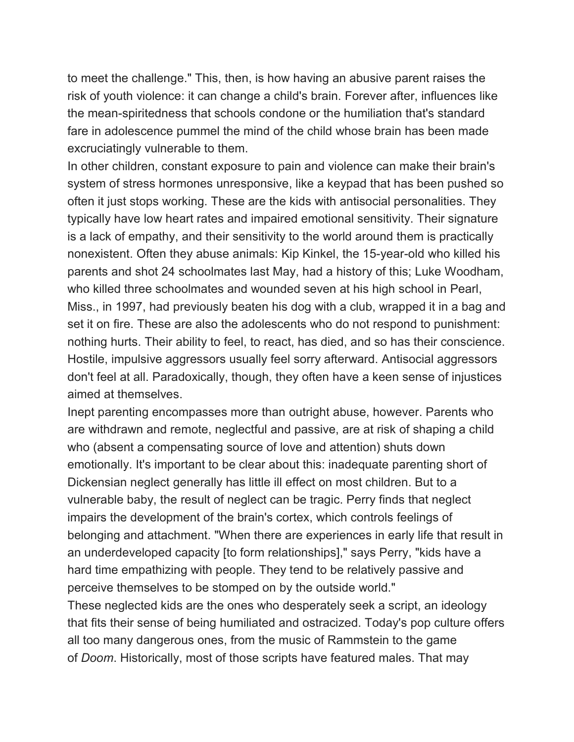to meet the challenge." This, then, is how having an abusive parent raises the risk of youth violence: it can change a child's brain. Forever after, influences like the mean-spiritedness that schools condone or the humiliation that's standard fare in adolescence pummel the mind of the child whose brain has been made excruciatingly vulnerable to them.

In other children, constant exposure to pain and violence can make their brain's system of stress hormones unresponsive, like a keypad that has been pushed so often it just stops working. These are the kids with antisocial personalities. They typically have low heart rates and impaired emotional sensitivity. Their signature is a lack of empathy, and their sensitivity to the world around them is practically nonexistent. Often they abuse animals: Kip Kinkel, the 15-year-old who killed his parents and shot 24 schoolmates last May, had a history of this; Luke Woodham, who killed three schoolmates and wounded seven at his high school in Pearl, Miss., in 1997, had previously beaten his dog with a club, wrapped it in a bag and set it on fire. These are also the adolescents who do not respond to punishment: nothing hurts. Their ability to feel, to react, has died, and so has their conscience. Hostile, impulsive aggressors usually feel sorry afterward. Antisocial aggressors don't feel at all. Paradoxically, though, they often have a keen sense of injustices aimed at themselves.

Inept parenting encompasses more than outright abuse, however. Parents who are withdrawn and remote, neglectful and passive, are at risk of shaping a child who (absent a compensating source of love and attention) shuts down emotionally. It's important to be clear about this: inadequate parenting short of Dickensian neglect generally has little ill effect on most children. But to a vulnerable baby, the result of neglect can be tragic. Perry finds that neglect impairs the development of the brain's cortex, which controls feelings of belonging and attachment. "When there are experiences in early life that result in an underdeveloped capacity [to form relationships]," says Perry, "kids have a hard time empathizing with people. They tend to be relatively passive and perceive themselves to be stomped on by the outside world."

These neglected kids are the ones who desperately seek a script, an ideology that fits their sense of being humiliated and ostracized. Today's pop culture offers all too many dangerous ones, from the music of Rammstein to the game of *Doom*. Historically, most of those scripts have featured males. That may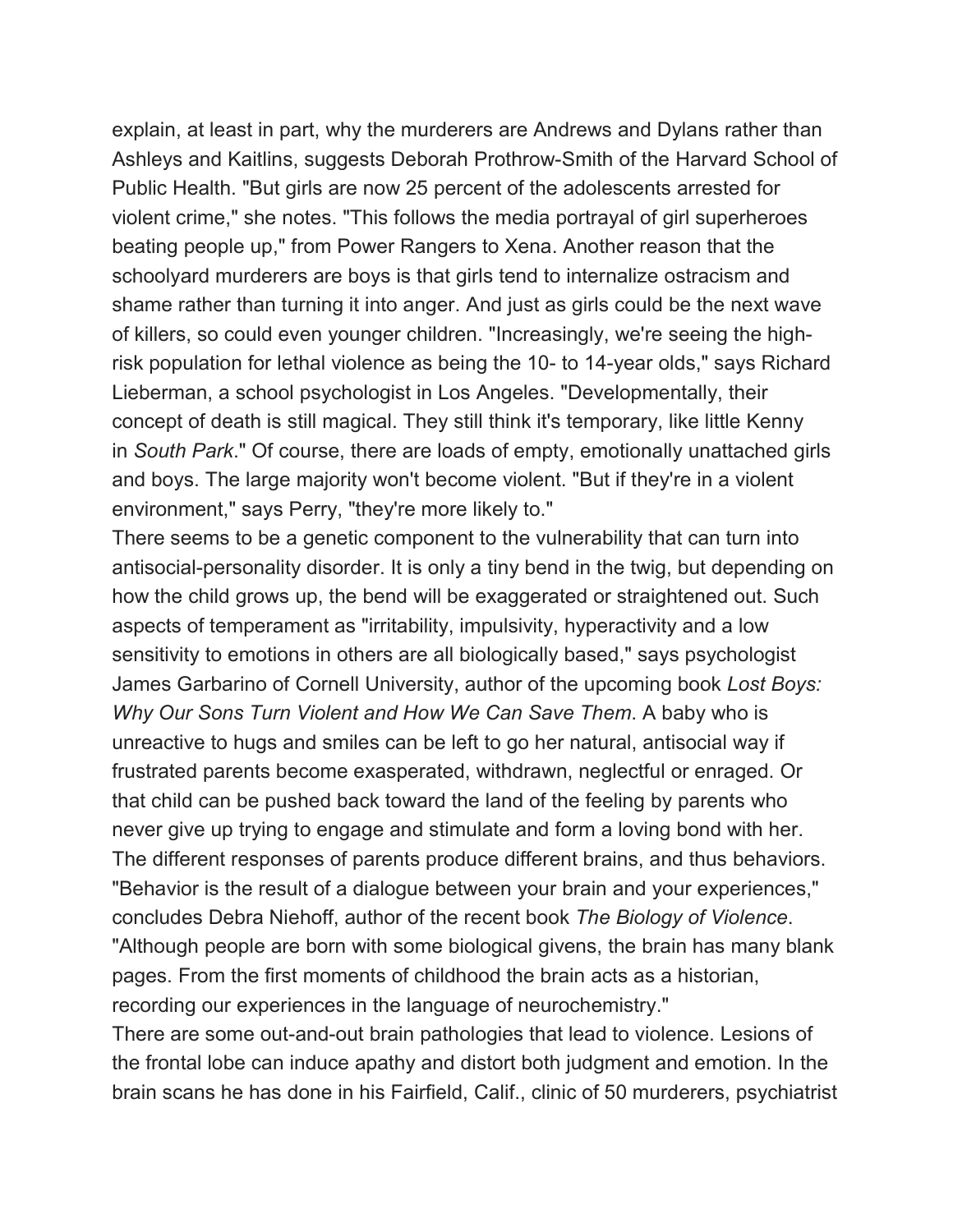explain, at least in part, why the murderers are Andrews and Dylans rather than Ashleys and Kaitlins, suggests Deborah Prothrow-Smith of the Harvard School of Public Health. "But girls are now 25 percent of the adolescents arrested for violent crime," she notes. "This follows the media portrayal of girl superheroes beating people up," from Power Rangers to Xena. Another reason that the schoolyard murderers are boys is that girls tend to internalize ostracism and shame rather than turning it into anger. And just as girls could be the next wave of killers, so could even younger children. "Increasingly, we're seeing the high-risk population for lethal violence as being the 10- to 14-year olds," says Richard Lieberman, a school psychologist in Los Angeles. "Developmentally, their concept of death is still magical. They still think it's temporary, like little Kenny in *South Park*." Of course, there are loads of empty, emotionally unattached girls and boys. The large majority won't become violent. "But if they're in a violent environment," says Perry, "they're more likely to."

There seems to be a genetic component to the vulnerability that can turn into antisocial-personality disorder. It is only a tiny bend in the twig, but depending on how the child grows up, the bend will be exaggerated or straightened out. Such aspects of temperament as "irritability, impulsivity, hyperactivity and a low sensitivity to emotions in others are all biologically based," says psychologist James Garbarino of Cornell University, author of the upcoming book *Lost Boys: Why Our Sons Turn Violent and How We Can Save Them*. A baby who is unreactive to hugs and smiles can be left to go her natural, antisocial way if frustrated parents become exasperated, withdrawn, neglectful or enraged. Or that child can be pushed back toward the land of the feeling by parents who never give up trying to engage and stimulate and form a loving bond with her. The different responses of parents produce different brains, and thus behaviors. "Behavior is the result of a dialogue between your brain and your experiences," concludes Debra Niehoff, author of the recent book *The Biology of Violence*. "Although people are born with some biological givens, the brain has many blank pages. From the first moments of childhood the brain acts as a historian, recording our experiences in the language of neurochemistry."

There are some out-and-out brain pathologies that lead to violence. Lesions of the frontal lobe can induce apathy and distort both judgment and emotion. In the brain scans he has done in his Fairfield, Calif., clinic of 50 murderers, psychiatrist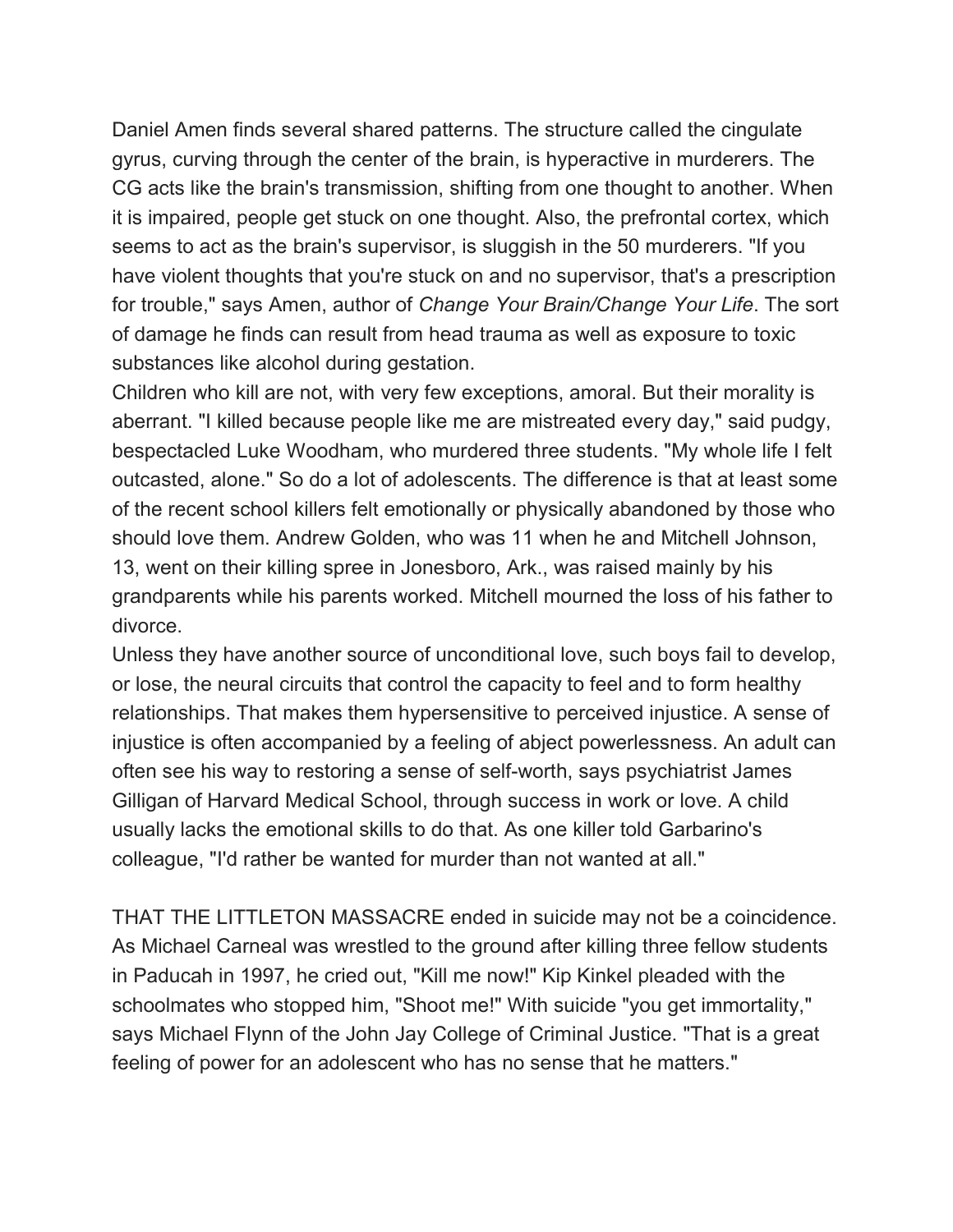Daniel Amen finds several shared patterns. The structure called the cingulate gyrus, curving through the center of the brain, is hyperactive in murderers. The CG acts like the brain's transmission, shifting from one thought to another. When it is impaired, people get stuck on one thought. Also, the prefrontal cortex, which seems to act as the brain's supervisor, is sluggish in the 50 murderers. "If you have violent thoughts that you're stuck on and no supervisor, that's a prescription for trouble," says Amen, author of *Change Your Brain/Change Your Life*. The sort of damage he finds can result from head trauma as well as exposure to toxic substances like alcohol during gestation.

Children who kill are not, with very few exceptions, amoral. But their morality is aberrant. "I killed because people like me are mistreated every day," said pudgy, bespectacled Luke Woodham, who murdered three students. "My whole life I felt outcasted, alone." So do a lot of adolescents. The difference is that at least some of the recent school killers felt emotionally or physically abandoned by those who should love them. Andrew Golden, who was 11 when he and Mitchell Johnson, 13, went on their killing spree in Jonesboro, Ark., was raised mainly by his grandparents while his parents worked. Mitchell mourned the loss of his father to divorce.

Unless they have another source of unconditional love, such boys fail to develop, or lose, the neural circuits that control the capacity to feel and to form healthy relationships. That makes them hypersensitive to perceived injustice. A sense of injustice is often accompanied by a feeling of abject powerlessness. An adult can often see his way to restoring a sense of self-worth, says psychiatrist James Gilligan of Harvard Medical School, through success in work or love. A child usually lacks the emotional skills to do that. As one killer told Garbarino's colleague, "I'd rather be wanted for murder than not wanted at all."

THAT THE LITTLETON MASSACRE ended in suicide may not be a coincidence. As Michael Carneal was wrestled to the ground after killing three fellow students in Paducah in 1997, he cried out, "Kill me now!" Kip Kinkel pleaded with the schoolmates who stopped him, "Shoot me!" With suicide "you get immortality," says Michael Flynn of the John Jay College of Criminal Justice. "That is a great feeling of power for an adolescent who has no sense that he matters."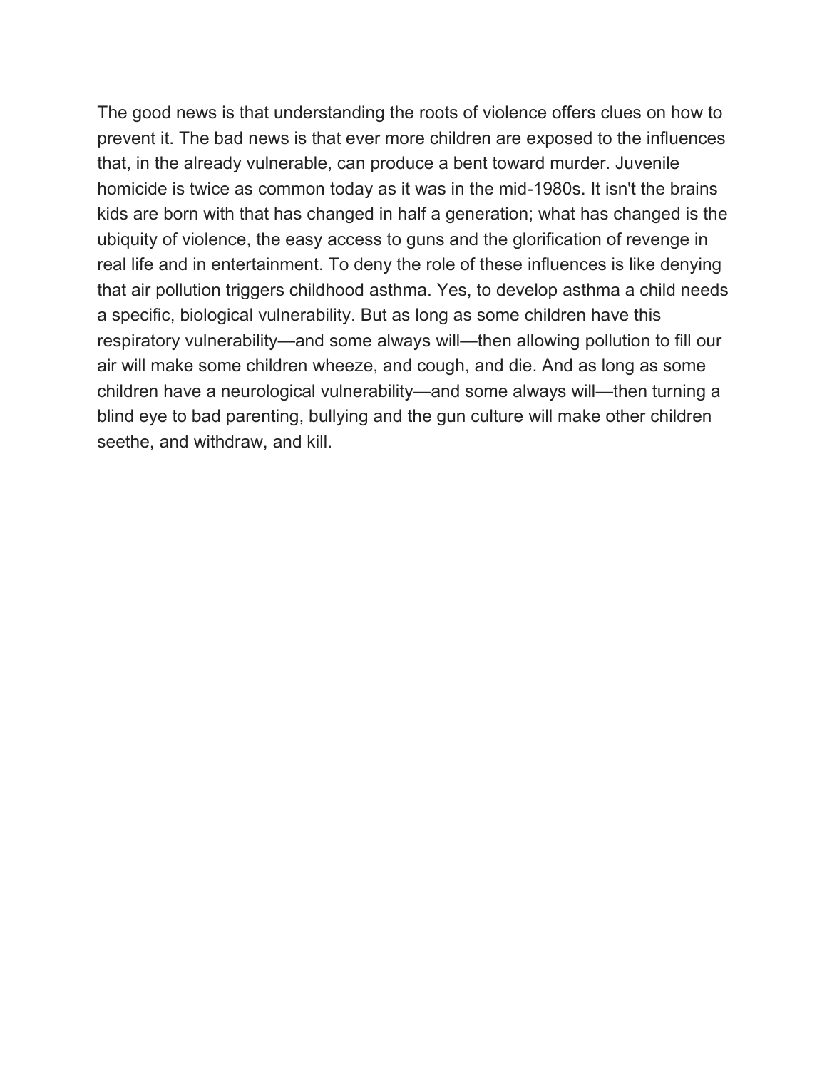The good news is that understanding the roots of violence offers clues on how to prevent it. The bad news is that ever more children are exposed to the influences that, in the already vulnerable, can produce a bent toward murder. Juvenile homicide is twice as common today as it was in the mid-1980s. It isn't the brains kids are born with that has changed in half a generation; what has changed is the ubiquity of violence, the easy access to guns and the glorification of revenge in real life and in entertainment. To deny the role of these influences is like denying that air pollution triggers childhood asthma. Yes, to develop asthma a child needs a specific, biological vulnerability. But as long as some children have this respiratory vulnerability—and some always will—then allowing pollution to fill our air will make some children wheeze, and cough, and die. And as long as some children have a neurological vulnerability—and some always will—then turning a blind eye to bad parenting, bullying and the gun culture will make other children seethe, and withdraw, and kill.